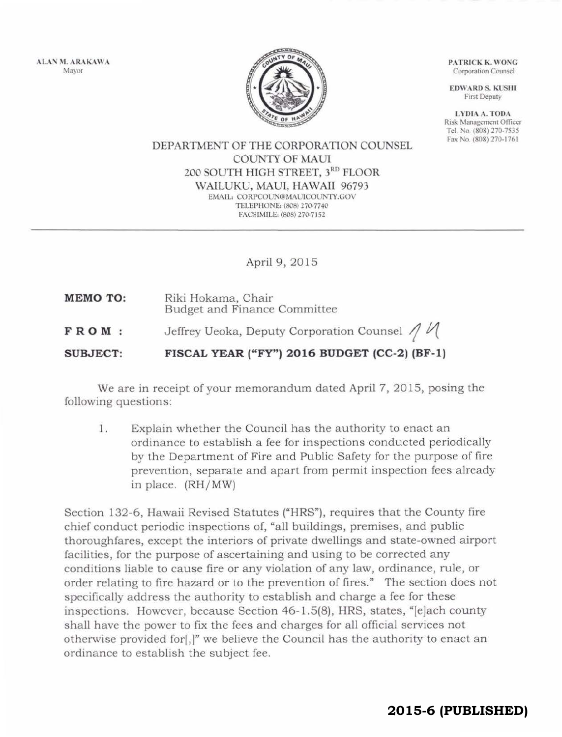ALAN M. ARAKAWA
Mayor

PATRICK K. WONG
Corporation Counsel

EDWARD S. KUSHI
First Deputy

LYDIA A. TODA
Risk Management Officer
Tel. No. (808) 270-7535
Fax No. (808) 270-1761

DEPARTMENT OF THE CORPORATION COUNSEL
COUNTY OF MAUI
200 SOUTH HIGH STREET, 3RD FLOOR
WAILUKU, MAUI, HAWAII 96793
EMAIL: CORPCOUN@MAUICOUNTY.GOV
TELEPHONE: (808) 270-7740
FACSIMILE: (808) 270-7152

---

April 9, 2015

**MEMO TO:** Riki Hokama, Chair
Budget and Finance Committee

**FROM:** Jeffrey Ueoka, Deputy Corporation Counsel

**SUBJECT:** **FISCAL YEAR ("FY") 2016 BUDGET (CC-2) (BF-1)**

We are in receipt of your memorandum dated April 7, 2015, posing the following questions:

1. Explain whether the Council has the authority to enact an ordinance to establish a fee for inspections conducted periodically by the Department of Fire and Public Safety for the purpose of fire prevention, separate and apart from permit inspection fees already in place. (RH/MW)

Section 132-6, Hawaii Revised Statutes ("HRS"), requires that the County fire chief conduct periodic inspections of, "all buildings, premises, and public thoroughfares, except the interiors of private dwellings and state-owned airport facilities, for the purpose of ascertaining and using to be corrected any conditions liable to cause fire or any violation of any law, ordinance, rule, or order relating to fire hazard or to the prevention of fires." The section does not specifically address the authority to establish and charge a fee for these inspections. However, because Section 46-1.5(8), HRS, states, "[e]ach county shall have the power to fix the fees and charges for all official services not otherwise provided for[,]" we believe the Council has the authority to enact an ordinance to establish the subject fee.

**2015-6 (PUBLISHED)**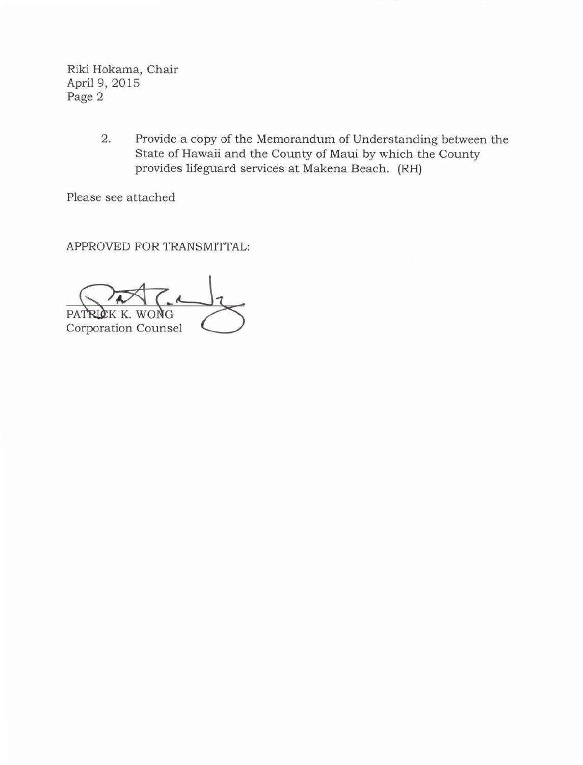2. Provide a copy of the Memorandum of Understanding between the State of Hawaii and the County of Maui by which the County provides lifeguard services at Makena Beach. (RH)

Please see attached

APPROVED FOR TRANSMITTAL:

PATRICK K. WONG
Corporation Counsel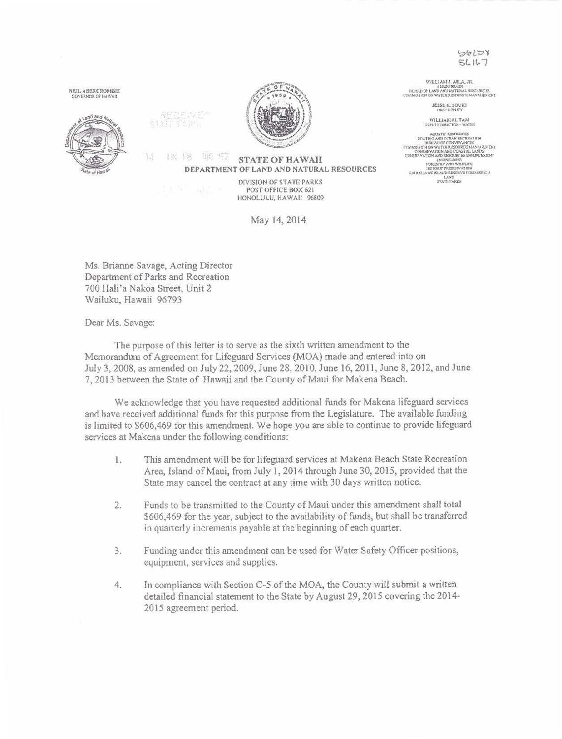5647
SL167

NEIL ABERCROMBIE
GOVERNOR OF HAWAII

WILLIAM J. AILA, JR.
CHAIRPERSON
BOARD OF LAND AND NATURAL RESOURCES
COMMISSION ON WATER RESOURCE MANAGEMENT

JESSE K. SOUKI
FIRST DEPUTY

WILLIAM M. TAM
DEPUTY DIRECTOR - WATER

AQUATIC RESOURCES
BOATING AND OCEAN RECREATION
BUREAU OF CONVEYANCES
COMMISSION ON WATER RESOURCE MANAGEMENT
CONSERVATION AND COASTAL LANDS
CONSERVATION AND RESOURCES ENFORCEMENT
ENGINEERING
FORESTRY AND WILDLIFE
HISTORIC PRESERVATION
KAHOOLAWE ISLAND RESERVE COMMISSION
LAND
STATE PARKS

RECEIVED
STATE PARKS

'14 JUN 18 AM 10:52

**STATE OF HAWAII**
**DEPARTMENT OF LAND AND NATURAL RESOURCES**

DIVISION OF STATE PARKS
POST OFFICE BOX 621
HONOLULU, HAWAII 96809

May 14, 2014

Ms. Brianne Savage, Acting Director
Department of Parks and Recreation
700 Hali'a Nakoa Street, Unit 2
Wailuku, Hawaii 96793

Dear Ms. Savage:

The purpose of this letter is to serve as the sixth written amendment to the Memorandum of Agreement for Lifeguard Services (MOA) made and entered into on July 3, 2008, as amended on July 22, 2009, June 28, 2010, June 16, 2011, June 8, 2012, and June 7, 2013 between the State of Hawaii and the County of Maui for Makena Beach.

We acknowledge that you have requested additional funds for Makena lifeguard services and have received additional funds for this purpose from the Legislature. The available funding is limited to $606,469 for this amendment. We hope you are able to continue to provide lifeguard services at Makena under the following conditions:

1. This amendment will be for lifeguard services at Makena Beach State Recreation Area, Island of Maui, from July 1, 2014 through June 30, 2015, provided that the State may cancel the contract at any time with 30 days written notice.

2. Funds to be transmitted to the County of Maui under this amendment shall total $606,469 for the year, subject to the availability of funds, but shall be transferred in quarterly increments payable at the beginning of each quarter.

3. Funding under this amendment can be used for Water Safety Officer positions, equipment, services and supplies.

4. In compliance with Section C-5 of the MOA, the County will submit a written detailed financial statement to the State by August 29, 2015 covering the 2014-2015 agreement period.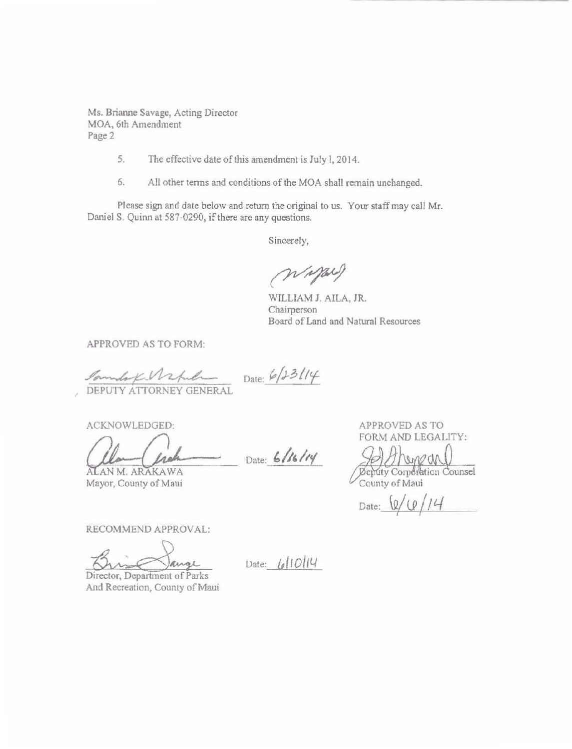Ms. Brianne Savage, Acting Director
MOA, 6th Amendment
Page 2

5. The effective date of this amendment is July 1, 2014.

6. All other terms and conditions of the MOA shall remain unchanged.

Please sign and date below and return the original to us. Your staff may call Mr. Daniel S. Quinn at 587-0290, if there are any questions.

Sincerely,

WILLIAM J. AILA, JR.
Chairperson
Board of Land and Natural Resources

APPROVED AS TO FORM:

Date: 6/23/14
DEPUTY ATTORNEY GENERAL

ACKNOWLEDGED:

Date: 6/16/14
ALAN M. ARAKAWA
Mayor, County of Maui

APPROVED AS TO FORM AND LEGALITY:

Deputy Corporation Counsel
County of Maui

Date: 6/6/14

RECOMMEND APPROVAL:

Date: 6/10/14
Director, Department of Parks And Recreation, County of Maui